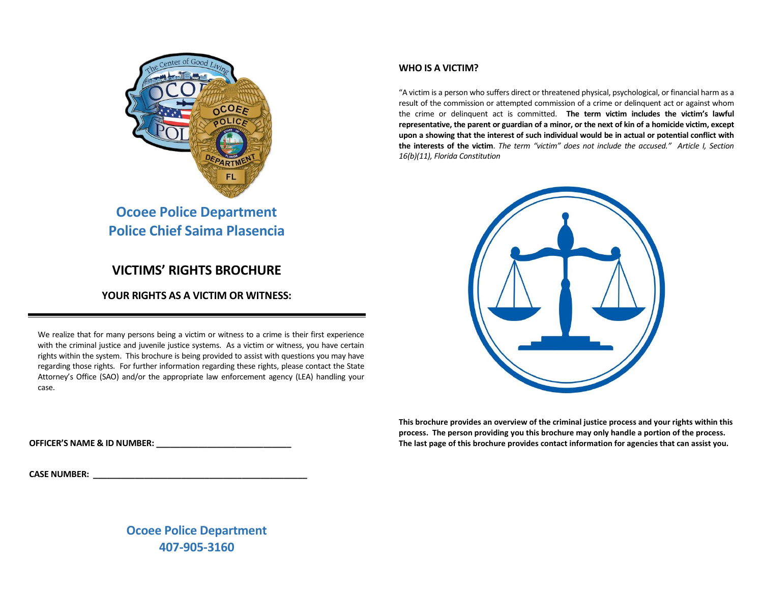# Ocoee Police Department
# Police Chief Saima Plasencia

## VICTIMS' RIGHTS BROCHURE

### YOUR RIGHTS AS A VICTIM OR WITNESS:

We realize that for many persons being a victim or witness to a crime is their first experience with the criminal justice and juvenile justice systems. As a victim or witness, you have certain rights within the system. This brochure is being provided to assist with questions you may have regarding those rights. For further information regarding these rights, please contact the State Attorney's Office (SAO) and/or the appropriate law enforcement agency (LEA) handling your case.

**OFFICER'S NAME & ID NUMBER:** ____________________________

**CASE NUMBER:** ______________________________________________

**Ocoee Police Department**
**407-905-3160**

### WHO IS A VICTIM?

"A victim is a person who suffers direct or threatened physical, psychological, or financial harm as a result of the commission or attempted commission of a crime or delinquent act or against whom the crime or delinquent act is committed. **The term victim includes the victim's lawful representative, the parent or guardian of a minor, or the next of kin of a homicide victim, except upon a showing that the interest of such individual would be in actual or potential conflict with the interests of the victim**. *The term "victim" does not include the accused." Article I, Section 16(b)(11), Florida Constitution*

**This brochure provides an overview of the criminal justice process and your rights within this process. The person providing you this brochure may only handle a portion of the process. The last page of this brochure provides contact information for agencies that can assist you.**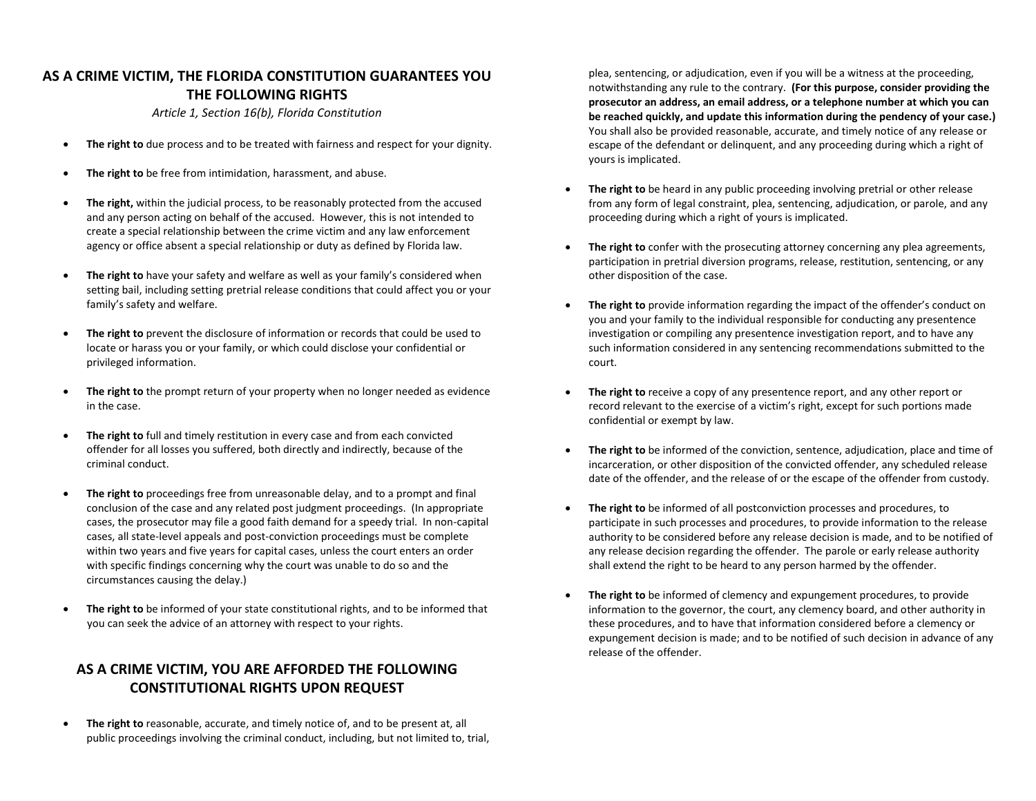## AS A CRIME VICTIM, THE FLORIDA CONSTITUTION GUARANTEES YOU THE FOLLOWING RIGHTS

*Article 1, Section 16(b), Florida Constitution*

- **The right to** due process and to be treated with fairness and respect for your dignity.
- **The right to** be free from intimidation, harassment, and abuse.
- **The right,** within the judicial process, to be reasonably protected from the accused and any person acting on behalf of the accused. However, this is not intended to create a special relationship between the crime victim and any law enforcement agency or office absent a special relationship or duty as defined by Florida law.
- **The right to** have your safety and welfare as well as your family's considered when setting bail, including setting pretrial release conditions that could affect you or your family's safety and welfare.
- **The right to** prevent the disclosure of information or records that could be used to locate or harass you or your family, or which could disclose your confidential or privileged information.
- **The right to** the prompt return of your property when no longer needed as evidence in the case.
- **The right to** full and timely restitution in every case and from each convicted offender for all losses you suffered, both directly and indirectly, because of the criminal conduct.
- **The right to** proceedings free from unreasonable delay, and to a prompt and final conclusion of the case and any related post judgment proceedings. (In appropriate cases, the prosecutor may file a good faith demand for a speedy trial. In non-capital cases, all state-level appeals and post-conviction proceedings must be complete within two years and five years for capital cases, unless the court enters an order with specific findings concerning why the court was unable to do so and the circumstances causing the delay.)
- **The right to** be informed of your state constitutional rights, and to be informed that you can seek the advice of an attorney with respect to your rights.

## AS A CRIME VICTIM, YOU ARE AFFORDED THE FOLLOWING CONSTITUTIONAL RIGHTS UPON REQUEST

- **The right to** reasonable, accurate, and timely notice of, and to be present at, all public proceedings involving the criminal conduct, including, but not limited to, trial, plea, sentencing, or adjudication, even if you will be a witness at the proceeding, notwithstanding any rule to the contrary. **(For this purpose, consider providing the prosecutor an address, an email address, or a telephone number at which you can be reached quickly, and update this information during the pendency of your case.)** You shall also be provided reasonable, accurate, and timely notice of any release or escape of the defendant or delinquent, and any proceeding during which a right of yours is implicated.
- **The right to** be heard in any public proceeding involving pretrial or other release from any form of legal constraint, plea, sentencing, adjudication, or parole, and any proceeding during which a right of yours is implicated.
- **The right to** confer with the prosecuting attorney concerning any plea agreements, participation in pretrial diversion programs, release, restitution, sentencing, or any other disposition of the case.
- **The right to** provide information regarding the impact of the offender's conduct on you and your family to the individual responsible for conducting any presentence investigation or compiling any presentence investigation report, and to have any such information considered in any sentencing recommendations submitted to the court.
- **The right to** receive a copy of any presentence report, and any other report or record relevant to the exercise of a victim's right, except for such portions made confidential or exempt by law.
- **The right to** be informed of the conviction, sentence, adjudication, place and time of incarceration, or other disposition of the convicted offender, any scheduled release date of the offender, and the release of or the escape of the offender from custody.
- **The right to** be informed of all postconviction processes and procedures, to participate in such processes and procedures, to provide information to the release authority to be considered before any release decision is made, and to be notified of any release decision regarding the offender. The parole or early release authority shall extend the right to be heard to any person harmed by the offender.
- **The right to** be informed of clemency and expungement procedures, to provide information to the governor, the court, any clemency board, and other authority in these procedures, and to have that information considered before a clemency or expungement decision is made; and to be notified of such decision in advance of any release of the offender.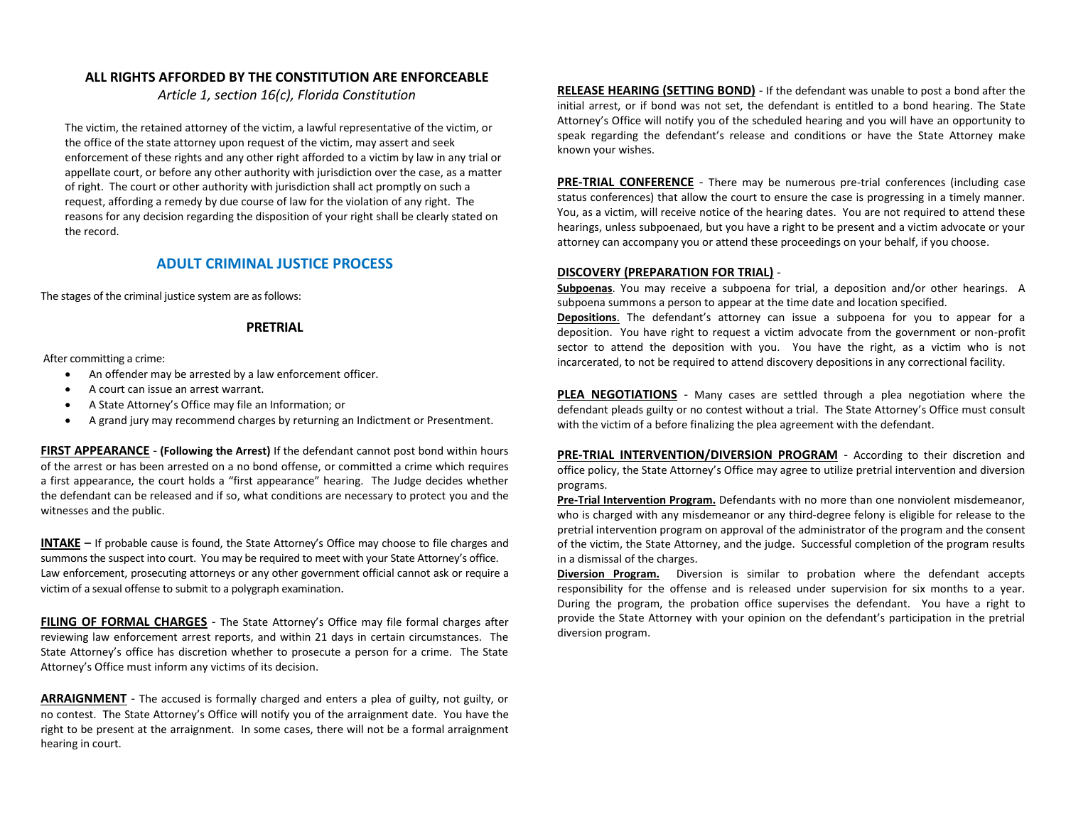## ALL RIGHTS AFFORDED BY THE CONSTITUTION ARE ENFORCEABLE

*Article 1, section 16(c), Florida Constitution*

The victim, the retained attorney of the victim, a lawful representative of the victim, or the office of the state attorney upon request of the victim, may assert and seek enforcement of these rights and any other right afforded to a victim by law in any trial or appellate court, or before any other authority with jurisdiction over the case, as a matter of right. The court or other authority with jurisdiction shall act promptly on such a request, affording a remedy by due course of law for the violation of any right. The reasons for any decision regarding the disposition of your right shall be clearly stated on the record.

## ADULT CRIMINAL JUSTICE PROCESS

The stages of the criminal justice system are as follows:

### PRETRIAL

After committing a crime:

- An offender may be arrested by a law enforcement officer.
- A court can issue an arrest warrant.
- A State Attorney's Office may file an Information; or
- A grand jury may recommend charges by returning an Indictment or Presentment.

**FIRST APPEARANCE** - **(Following the Arrest)** If the defendant cannot post bond within hours of the arrest or has been arrested on a no bond offense, or committed a crime which requires a first appearance, the court holds a "first appearance" hearing. The Judge decides whether the defendant can be released and if so, what conditions are necessary to protect you and the witnesses and the public.

**INTAKE –** If probable cause is found, the State Attorney's Office may choose to file charges and summons the suspect into court. You may be required to meet with your State Attorney's office. Law enforcement, prosecuting attorneys or any other government official cannot ask or require a victim of a sexual offense to submit to a polygraph examination.

**FILING OF FORMAL CHARGES** - The State Attorney's Office may file formal charges after reviewing law enforcement arrest reports, and within 21 days in certain circumstances. The State Attorney's office has discretion whether to prosecute a person for a crime. The State Attorney's Office must inform any victims of its decision.

**ARRAIGNMENT** - The accused is formally charged and enters a plea of guilty, not guilty, or no contest. The State Attorney's Office will notify you of the arraignment date. You have the right to be present at the arraignment. In some cases, there will not be a formal arraignment hearing in court.

**RELEASE HEARING (SETTING BOND)** - If the defendant was unable to post a bond after the initial arrest, or if bond was not set, the defendant is entitled to a bond hearing. The State Attorney's Office will notify you of the scheduled hearing and you will have an opportunity to speak regarding the defendant's release and conditions or have the State Attorney make known your wishes.

**PRE-TRIAL CONFERENCE** - There may be numerous pre-trial conferences (including case status conferences) that allow the court to ensure the case is progressing in a timely manner. You, as a victim, will receive notice of the hearing dates. You are not required to attend these hearings, unless subpoenaed, but you have a right to be present and a victim advocate or your attorney can accompany you or attend these proceedings on your behalf, if you choose.

**DISCOVERY (PREPARATION FOR TRIAL)** -

**Subpoenas**. You may receive a subpoena for trial, a deposition and/or other hearings. A subpoena summons a person to appear at the time date and location specified.

**Depositions**. The defendant's attorney can issue a subpoena for you to appear for a deposition. You have right to request a victim advocate from the government or non-profit sector to attend the deposition with you. You have the right, as a victim who is not incarcerated, to not be required to attend discovery depositions in any correctional facility.

**PLEA NEGOTIATIONS** - Many cases are settled through a plea negotiation where the defendant pleads guilty or no contest without a trial. The State Attorney's Office must consult with the victim of a before finalizing the plea agreement with the defendant.

**PRE-TRIAL INTERVENTION/DIVERSION PROGRAM** - According to their discretion and office policy, the State Attorney's Office may agree to utilize pretrial intervention and diversion programs.

**Pre-Trial Intervention Program.** Defendants with no more than one nonviolent misdemeanor, who is charged with any misdemeanor or any third-degree felony is eligible for release to the pretrial intervention program on approval of the administrator of the program and the consent of the victim, the State Attorney, and the judge. Successful completion of the program results in a dismissal of the charges.

**Diversion Program.** Diversion is similar to probation where the defendant accepts responsibility for the offense and is released under supervision for six months to a year. During the program, the probation office supervises the defendant. You have a right to provide the State Attorney with your opinion on the defendant's participation in the pretrial diversion program.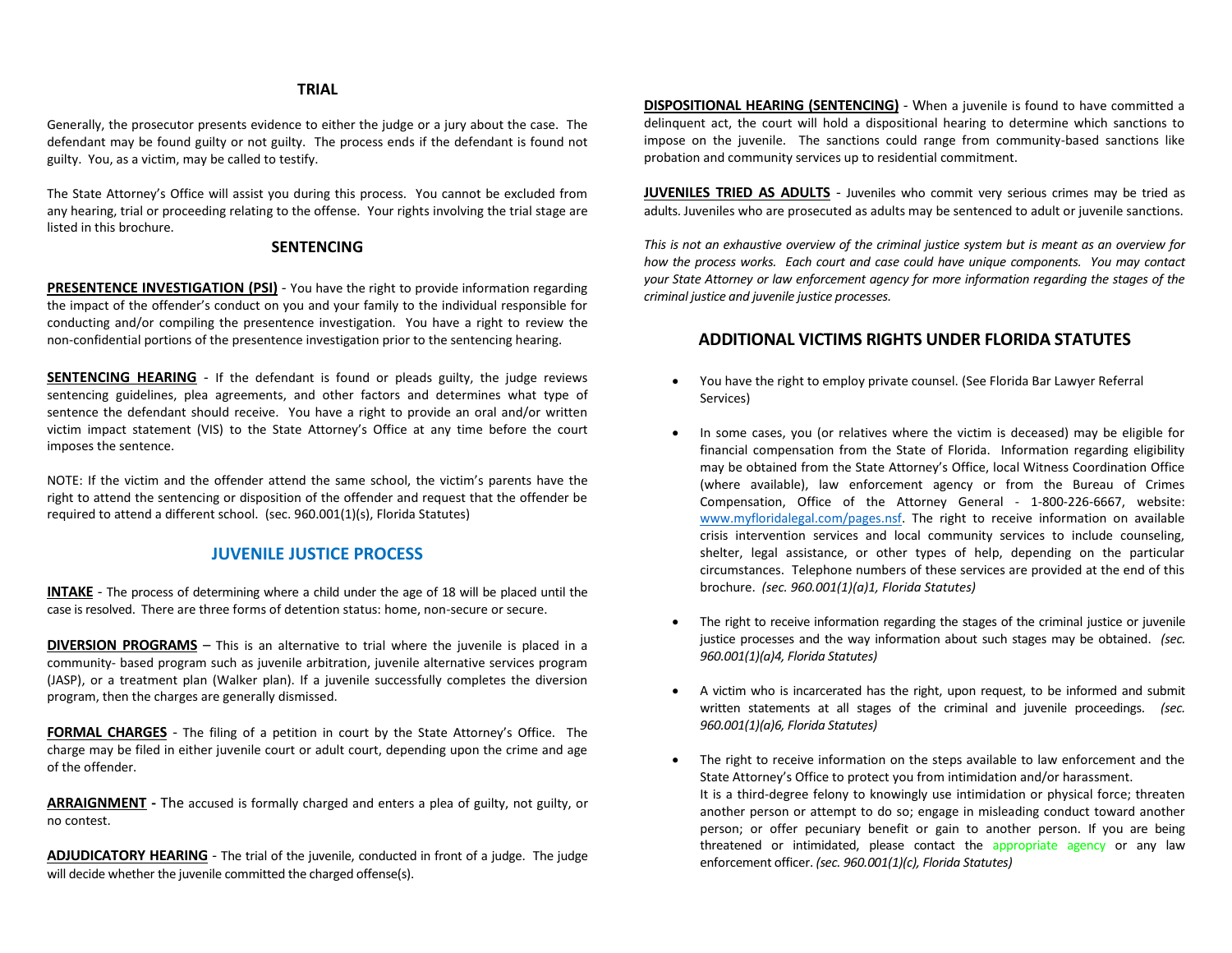## TRIAL

Generally, the prosecutor presents evidence to either the judge or a jury about the case. The defendant may be found guilty or not guilty. The process ends if the defendant is found not guilty. You, as a victim, may be called to testify.

The State Attorney's Office will assist you during this process. You cannot be excluded from any hearing, trial or proceeding relating to the offense. Your rights involving the trial stage are listed in this brochure.

## SENTENCING

**PRESENTENCE INVESTIGATION (PSI)** - You have the right to provide information regarding the impact of the offender's conduct on you and your family to the individual responsible for conducting and/or compiling the presentence investigation. You have a right to review the non-confidential portions of the presentence investigation prior to the sentencing hearing.

**SENTENCING HEARING** - If the defendant is found or pleads guilty, the judge reviews sentencing guidelines, plea agreements, and other factors and determines what type of sentence the defendant should receive. You have a right to provide an oral and/or written victim impact statement (VIS) to the State Attorney's Office at any time before the court imposes the sentence.

NOTE: If the victim and the offender attend the same school, the victim's parents have the right to attend the sentencing or disposition of the offender and request that the offender be required to attend a different school. (sec. 960.001(1)(s), Florida Statutes)

## JUVENILE JUSTICE PROCESS

**INTAKE** - The process of determining where a child under the age of 18 will be placed until the case is resolved. There are three forms of detention status: home, non-secure or secure.

**DIVERSION PROGRAMS** – This is an alternative to trial where the juvenile is placed in a community- based program such as juvenile arbitration, juvenile alternative services program (JASP), or a treatment plan (Walker plan). If a juvenile successfully completes the diversion program, then the charges are generally dismissed.

**FORMAL CHARGES** - The filing of a petition in court by the State Attorney's Office. The charge may be filed in either juvenile court or adult court, depending upon the crime and age of the offender.

**ARRAIGNMENT** - The accused is formally charged and enters a plea of guilty, not guilty, or no contest.

**ADJUDICATORY HEARING** - The trial of the juvenile, conducted in front of a judge. The judge will decide whether the juvenile committed the charged offense(s).

**DISPOSITIONAL HEARING (SENTENCING)** - When a juvenile is found to have committed a delinquent act, the court will hold a dispositional hearing to determine which sanctions to impose on the juvenile. The sanctions could range from community-based sanctions like probation and community services up to residential commitment.

**JUVENILES TRIED AS ADULTS** - Juveniles who commit very serious crimes may be tried as adults. Juveniles who are prosecuted as adults may be sentenced to adult or juvenile sanctions.

*This is not an exhaustive overview of the criminal justice system but is meant as an overview for how the process works. Each court and case could have unique components. You may contact your State Attorney or law enforcement agency for more information regarding the stages of the criminal justice and juvenile justice processes.*

## ADDITIONAL VICTIMS RIGHTS UNDER FLORIDA STATUTES

- You have the right to employ private counsel. (See Florida Bar Lawyer Referral Services)
- In some cases, you (or relatives where the victim is deceased) may be eligible for financial compensation from the State of Florida. Information regarding eligibility may be obtained from the State Attorney's Office, local Witness Coordination Office (where available), law enforcement agency or from the Bureau of Crimes Compensation, Office of the Attorney General - 1-800-226-6667, website: www.myfloridalegal.com/pages.nsf. The right to receive information on available crisis intervention services and local community services to include counseling, shelter, legal assistance, or other types of help, depending on the particular circumstances. Telephone numbers of these services are provided at the end of this brochure. *(sec. 960.001(1)(a)1, Florida Statutes)*
- The right to receive information regarding the stages of the criminal justice or juvenile justice processes and the way information about such stages may be obtained. *(sec. 960.001(1)(a)4, Florida Statutes)*
- A victim who is incarcerated has the right, upon request, to be informed and submit written statements at all stages of the criminal and juvenile proceedings. *(sec. 960.001(1)(a)6, Florida Statutes)*
- The right to receive information on the steps available to law enforcement and the State Attorney's Office to protect you from intimidation and/or harassment.
  It is a third-degree felony to knowingly use intimidation or physical force; threaten another person or attempt to do so; engage in misleading conduct toward another person; or offer pecuniary benefit or gain to another person. If you are being threatened or intimidated, please contact the appropriate agency or any law enforcement officer. *(sec. 960.001(1)(c), Florida Statutes)*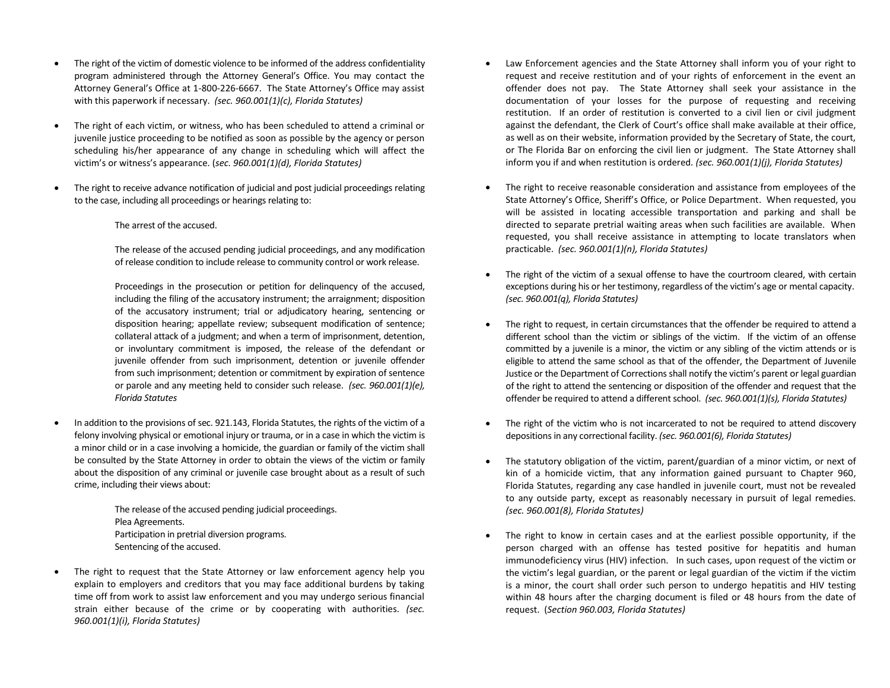- The right of the victim of domestic violence to be informed of the address confidentiality program administered through the Attorney General's Office. You may contact the Attorney General's Office at 1-800-226-6667. The State Attorney's Office may assist with this paperwork if necessary. *(sec. 960.001(1)(c), Florida Statutes)*

- The right of each victim, or witness, who has been scheduled to attend a criminal or juvenile justice proceeding to be notified as soon as possible by the agency or person scheduling his/her appearance of any change in scheduling which will affect the victim's or witness's appearance. (*sec. 960.001(1)(d), Florida Statutes)*

- The right to receive advance notification of judicial and post judicial proceedings relating to the case, including all proceedings or hearings relating to:

  The arrest of the accused.

  The release of the accused pending judicial proceedings, and any modification of release condition to include release to community control or work release.

  Proceedings in the prosecution or petition for delinquency of the accused, including the filing of the accusatory instrument; the arraignment; disposition of the accusatory instrument; trial or adjudicatory hearing, sentencing or disposition hearing; appellate review; subsequent modification of sentence; collateral attack of a judgment; and when a term of imprisonment, detention, or involuntary commitment is imposed, the release of the defendant or juvenile offender from such imprisonment, detention or juvenile offender from such imprisonment; detention or commitment by expiration of sentence or parole and any meeting held to consider such release. *(sec. 960.001(1)(e), Florida Statutes*

- In addition to the provisions of sec. 921.143, Florida Statutes, the rights of the victim of a felony involving physical or emotional injury or trauma, or in a case in which the victim is a minor child or in a case involving a homicide, the guardian or family of the victim shall be consulted by the State Attorney in order to obtain the views of the victim or family about the disposition of any criminal or juvenile case brought about as a result of such crime, including their views about:

  The release of the accused pending judicial proceedings.
  Plea Agreements.
  Participation in pretrial diversion programs.
  Sentencing of the accused.

- The right to request that the State Attorney or law enforcement agency help you explain to employers and creditors that you may face additional burdens by taking time off from work to assist law enforcement and you may undergo serious financial strain either because of the crime or by cooperating with authorities. *(sec. 960.001(1)(i), Florida Statutes)*

- Law Enforcement agencies and the State Attorney shall inform you of your right to request and receive restitution and of your rights of enforcement in the event an offender does not pay. The State Attorney shall seek your assistance in the documentation of your losses for the purpose of requesting and receiving restitution. If an order of restitution is converted to a civil lien or civil judgment against the defendant, the Clerk of Court's office shall make available at their office, as well as on their website, information provided by the Secretary of State, the court, or The Florida Bar on enforcing the civil lien or judgment. The State Attorney shall inform you if and when restitution is ordered. *(sec. 960.001(1)(j), Florida Statutes)*

- The right to receive reasonable consideration and assistance from employees of the State Attorney's Office, Sheriff's Office, or Police Department. When requested, you will be assisted in locating accessible transportation and parking and shall be directed to separate pretrial waiting areas when such facilities are available. When requested, you shall receive assistance in attempting to locate translators when practicable. *(sec. 960.001(1)(n), Florida Statutes)*

- The right of the victim of a sexual offense to have the courtroom cleared, with certain exceptions during his or her testimony, regardless of the victim's age or mental capacity. *(sec. 960.001(q), Florida Statutes)*

- The right to request, in certain circumstances that the offender be required to attend a different school than the victim or siblings of the victim. If the victim of an offense committed by a juvenile is a minor, the victim or any sibling of the victim attends or is eligible to attend the same school as that of the offender, the Department of Juvenile Justice or the Department of Corrections shall notify the victim's parent or legal guardian of the right to attend the sentencing or disposition of the offender and request that the offender be required to attend a different school. *(sec. 960.001(1)(s), Florida Statutes)*

- The right of the victim who is not incarcerated to not be required to attend discovery depositions in any correctional facility. *(sec. 960.001(6), Florida Statutes)*

- The statutory obligation of the victim, parent/guardian of a minor victim, or next of kin of a homicide victim, that any information gained pursuant to Chapter 960, Florida Statutes, regarding any case handled in juvenile court, must not be revealed to any outside party, except as reasonably necessary in pursuit of legal remedies. *(sec. 960.001(8), Florida Statutes)*

- The right to know in certain cases and at the earliest possible opportunity, if the person charged with an offense has tested positive for hepatitis and human immunodeficiency virus (HIV) infection. In such cases, upon request of the victim or the victim's legal guardian, or the parent or legal guardian of the victim if the victim is a minor, the court shall order such person to undergo hepatitis and HIV testing within 48 hours after the charging document is filed or 48 hours from the date of request. (*Section 960.003, Florida Statutes)*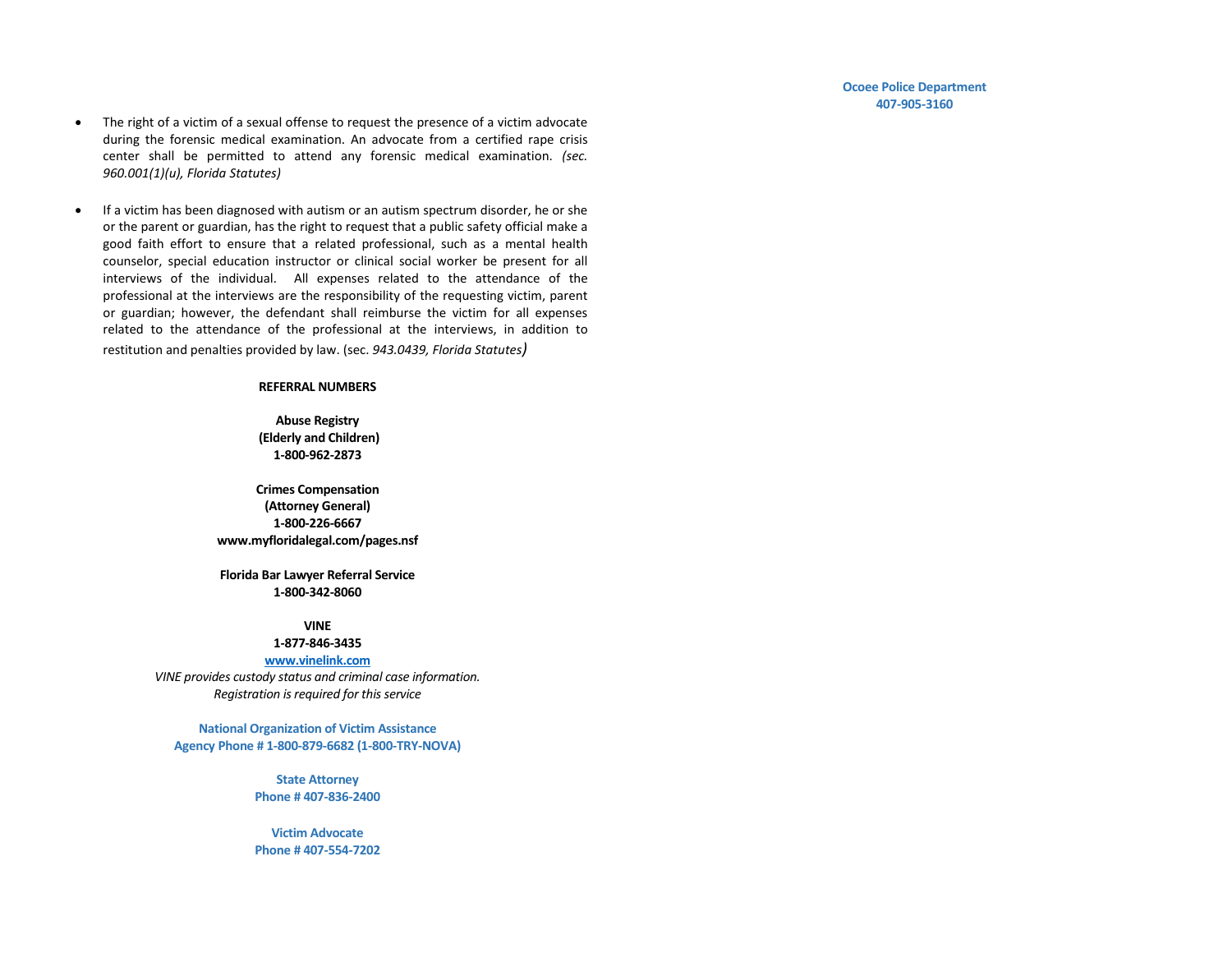- The right of a victim of a sexual offense to request the presence of a victim advocate during the forensic medical examination. An advocate from a certified rape crisis center shall be permitted to attend any forensic medical examination. *(sec. 960.001(1)(u), Florida Statutes)*

- If a victim has been diagnosed with autism or an autism spectrum disorder, he or she or the parent or guardian, has the right to request that a public safety official make a good faith effort to ensure that a related professional, such as a mental health counselor, special education instructor or clinical social worker be present for all interviews of the individual. All expenses related to the attendance of the professional at the interviews are the responsibility of the requesting victim, parent or guardian; however, the defendant shall reimburse the victim for all expenses related to the attendance of the professional at the interviews, in addition to restitution and penalties provided by law. (sec. *943.0439, Florida Statutes)*

**REFERRAL NUMBERS**

**Abuse Registry**
**(Elderly and Children)**
**1-800-962-2873**

**Crimes Compensation**
**(Attorney General)**
**1-800-226-6667**
**www.myfloridalegal.com/pages.nsf**

**Florida Bar Lawyer Referral Service**
**1-800-342-8060**

**VINE**
**1-877-846-3435**
**www.vinelink.com**
*VINE provides custody status and criminal case information.*
*Registration is required for this service*

**National Organization of Victim Assistance**
**Agency Phone # 1-800-879-6682 (1-800-TRY-NOVA)**

**State Attorney**
**Phone # 407-836-2400**

**Victim Advocate**
**Phone # 407-554-7202**

**Ocoee Police Department**
**407-905-3160**